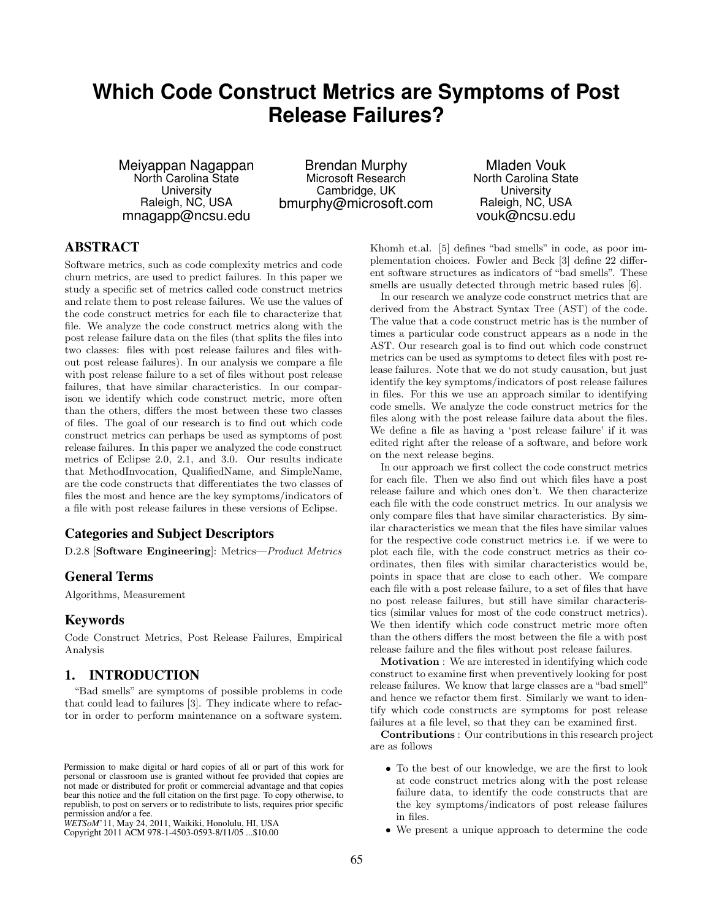# Which Code Construct Metrics are Symptoms of Post Release Failures?

Meiyappan Nagappan
North Carolina State University
Raleigh, NC, USA
mnagapp@ncsu.edu

Brendan Murphy
Microsoft Research
Cambridge, UK
bmurphy@microsoft.com

Mladen Vouk
North Carolina State University
Raleigh, NC, USA
vouk@ncsu.edu

## ABSTRACT

Software metrics, such as code complexity metrics and code churn metrics, are used to predict failures. In this paper we study a specific set of metrics called code construct metrics and relate them to post release failures. We use the values of the code construct metrics for each file to characterize that file. We analyze the code construct metrics along with the post release failure data on the files (that splits the files into two classes: files with post release failures and files without post release failures). In our analysis we compare a file with post release failure to a set of files without post release failures, that have similar characteristics. In our comparison we identify which code construct metric, more often than the others, differs the most between these two classes of files. The goal of our research is to find out which code construct metrics can perhaps be used as symptoms of post release failures. In this paper we analyzed the code construct metrics of Eclipse 2.0, 2.1, and 3.0. Our results indicate that MethodInvocation, QualifiedName, and SimpleName, are the code constructs that differentiates the two classes of files the most and hence are the key symptoms/indicators of a file with post release failures in these versions of Eclipse.

### Categories and Subject Descriptors

D.2.8 [**Software Engineering**]: Metrics—*Product Metrics*

### General Terms

Algorithms, Measurement

### Keywords

Code Construct Metrics, Post Release Failures, Empirical Analysis

## 1. INTRODUCTION

"Bad smells" are symptoms of possible problems in code that could lead to failures [3]. They indicate where to refactor in order to perform maintenance on a software system. Khomh et.al. [5] defines "bad smells" in code, as poor implementation choices. Fowler and Beck [3] define 22 different software structures as indicators of "bad smells". These smells are usually detected through metric based rules [6].

In our research we analyze code construct metrics that are derived from the Abstract Syntax Tree (AST) of the code. The value that a code construct metric has is the number of times a particular code construct appears as a node in the AST. Our research goal is to find out which code construct metrics can be used as symptoms to detect files with post release failures. Note that we do not study causation, but just identify the key symptoms/indicators of post release failures in files. For this we use an approach similar to identifying code smells. We analyze the code construct metrics for the files along with the post release failure data about the files. We define a file as having a 'post release failure' if it was edited right after the release of a software, and before work on the next release begins.

In our approach we first collect the code construct metrics for each file. Then we also find out which files have a post release failure and which ones don't. We then characterize each file with the code construct metrics. In our analysis we only compare files that have similar characteristics. By similar characteristics we mean that the files have similar values for the respective code construct metrics i.e. if we were to plot each file, with the code construct metrics as their coordinates, then files with similar characteristics would be, points in space that are close to each other. We compare each file with a post release failure, to a set of files that have no post release failures, but still have similar characteristics (similar values for most of the code construct metrics). We then identify which code construct metric more often than the others differs the most between the file a with post release failure and the files without post release failures.

**Motivation** : We are interested in identifying which code construct to examine first when preventively looking for post release failures. We know that large classes are a "bad smell" and hence we refactor them first. Similarly we want to identify which code constructs are symptoms for post release failures at a file level, so that they can be examined first.

**Contributions** : Our contributions in this research project are as follows

- To the best of our knowledge, we are the first to look at code construct metrics along with the post release failure data, to identify the code constructs that are the key symptoms/indicators of post release failures in files.
- We present a unique approach to determine the code

Permission to make digital or hard copies of all or part of this work for personal or classroom use is granted without fee provided that copies are not made or distributed for profit or commercial advantage and that copies bear this notice and the full citation on the first page. To copy otherwise, to republish, to post on servers or to redistribute to lists, requires prior specific permission and/or a fee.
*WETSoM'*11, May 24, 2011, Waikiki, Honolulu, HI, USA
Copyright 2011 ACM 978-1-4503-0593-8/11/05 ...$10.00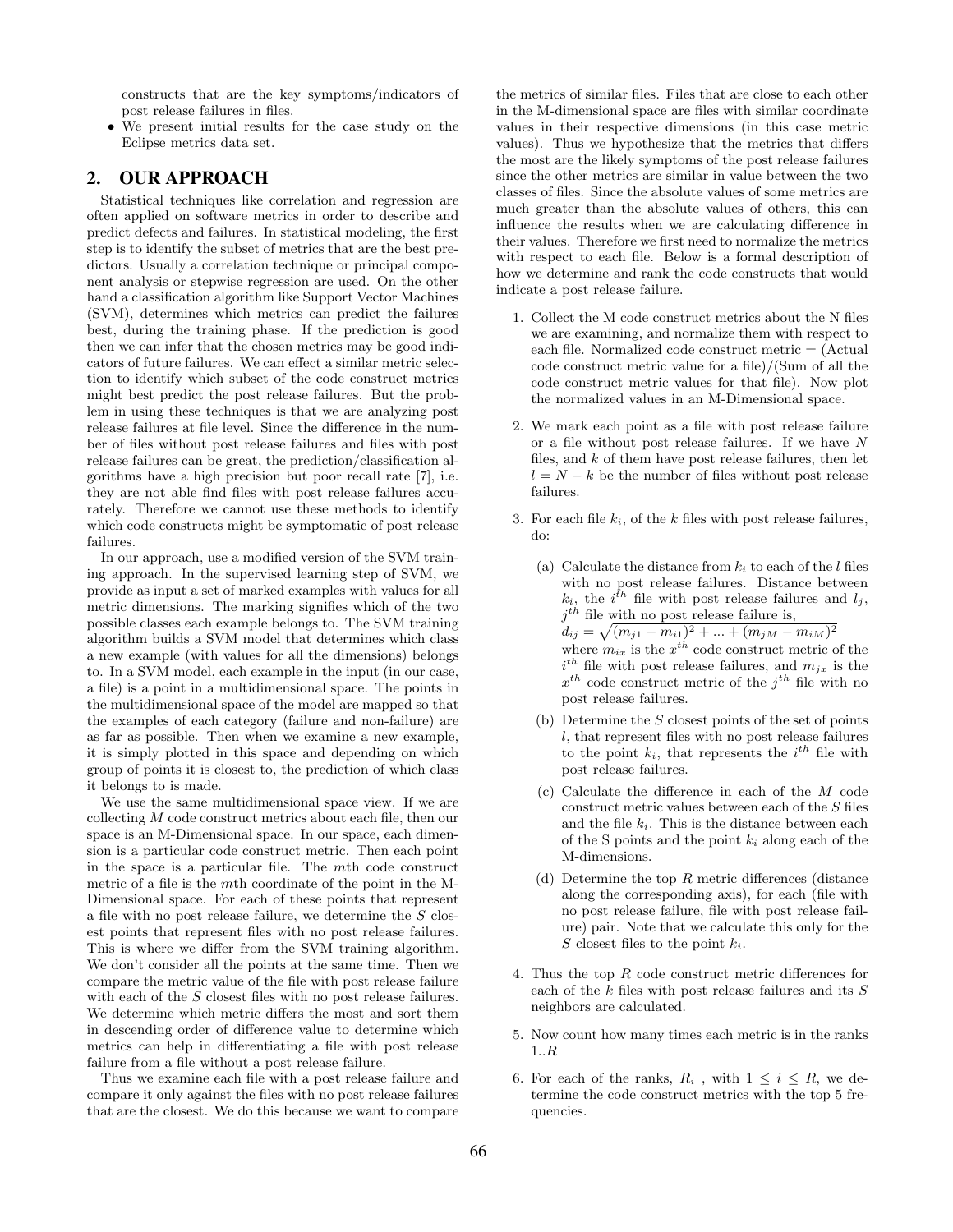constructs that are the key symptoms/indicators of post release failures in files.

- We present initial results for the case study on the Eclipse metrics data set.

## 2. OUR APPROACH

Statistical techniques like correlation and regression are often applied on software metrics in order to describe and predict defects and failures. In statistical modeling, the first step is to identify the subset of metrics that are the best predictors. Usually a correlation technique or principal component analysis or stepwise regression are used. On the other hand a classification algorithm like Support Vector Machines (SVM), determines which metrics can predict the failures best, during the training phase. If the prediction is good then we can infer that the chosen metrics may be good indicators of future failures. We can effect a similar metric selection to identify which subset of the code construct metrics might best predict the post release failures. But the problem in using these techniques is that we are analyzing post release failures at file level. Since the difference in the number of files without post release failures and files with post release failures can be great, the prediction/classification algorithms have a high precision but poor recall rate [7], i.e. they are not able find files with post release failures accurately. Therefore we cannot use these methods to identify which code constructs might be symptomatic of post release failures.

In our approach, use a modified version of the SVM training approach. In the supervised learning step of SVM, we provide as input a set of marked examples with values for all metric dimensions. The marking signifies which of the two possible classes each example belongs to. The SVM training algorithm builds a SVM model that determines which class a new example (with values for all the dimensions) belongs to. In a SVM model, each example in the input (in our case, a file) is a point in a multidimensional space. The points in the multidimensional space of the model are mapped so that the examples of each category (failure and non-failure) are as far as possible. Then when we examine a new example, it is simply plotted in this space and depending on which group of points it is closest to, the prediction of which class it belongs to is made.

We use the same multidimensional space view. If we are collecting $M$ code construct metrics about each file, then our space is an M-Dimensional space. In our space, each dimension is a particular code construct metric. Then each point in the space is a particular file. The $m$th code construct metric of a file is the $m$th coordinate of the point in the M-Dimensional space. For each of these points that represent a file with no post release failure, we determine the $S$ closest points that represent files with no post release failures. This is where we differ from the SVM training algorithm. We don't consider all the points at the same time. Then we compare the metric value of the file with post release failure with each of the $S$ closest files with no post release failures. We determine which metric differs the most and sort them in descending order of difference value to determine which metrics can help in differentiating a file with post release failure from a file without a post release failure.

Thus we examine each file with a post release failure and compare it only against the files with no post release failures that are the closest. We do this because we want to compare the metrics of similar files. Files that are close to each other in the M-dimensional space are files with similar coordinate values in their respective dimensions (in this case metric values). Thus we hypothesize that the metrics that differs the most are the likely symptoms of the post release failures since the other metrics are similar in value between the two classes of files. Since the absolute values of some metrics are much greater than the absolute values of others, this can influence the results when we are calculating difference in their values. Therefore we first need to normalize the metrics with respect to each file. Below is a formal description of how we determine and rank the code constructs that would indicate a post release failure.

1. Collect the M code construct metrics about the N files we are examining, and normalize them with respect to each file. Normalized code construct metric = (Actual code construct metric value for a file)/(Sum of all the code construct metric values for that file). Now plot the normalized values in an M-Dimensional space.

2. We mark each point as a file with post release failure or a file without post release failure. If we have $N$ files, and $k$ of them have post release failures, then let $l = N - k$ be the number of files without post release failures.

3. For each file $k_i$, of the $k$ files with post release failures, do:

   (a) Calculate the distance from $k_i$ to each of the $l$ files with no post release failures. Distance between $k_i$, the $i^{th}$ file with post release failures and $l_j$, $j^{th}$ file with no post release failure is, $d_{ij} = \sqrt{(m_{j1} - m_{i1})^2 + ... + (m_{jM} - m_{iM})^2}$ where $m_{ix}$ is the $x^{th}$ code construct metric of the $i^{th}$ file with post release failures, and $m_{jx}$ is the $x^{th}$ code construct metric of the $j^{th}$ file with no post release failures.

   (b) Determine the $S$ closest points of the set of points $l$, that represent files with no post release failures to the point $k_i$, that represents the $i^{th}$ file with post release failures.

   (c) Calculate the difference in each of the $M$ code construct metric values between each of the $S$ files and the file $k_i$. This is the distance between each of the S points and the point $k_i$ along each of the M-dimensions.

   (d) Determine the top $R$ metric differences (distance along the corresponding axis), for each (file with no post release failure, file with post release failure) pair. Note that we calculate this only for the $S$ closest files to the point $k_i$.

4. Thus the top $R$ code construct metric differences for each of the $k$ files with post release failures and its $S$ neighbors are calculated.

5. Now count how many times each metric is in the ranks 1..$R$

6. For each of the ranks, $R_i$ , with $1 \le i \le R$, we determine the code construct metrics with the top 5 frequencies.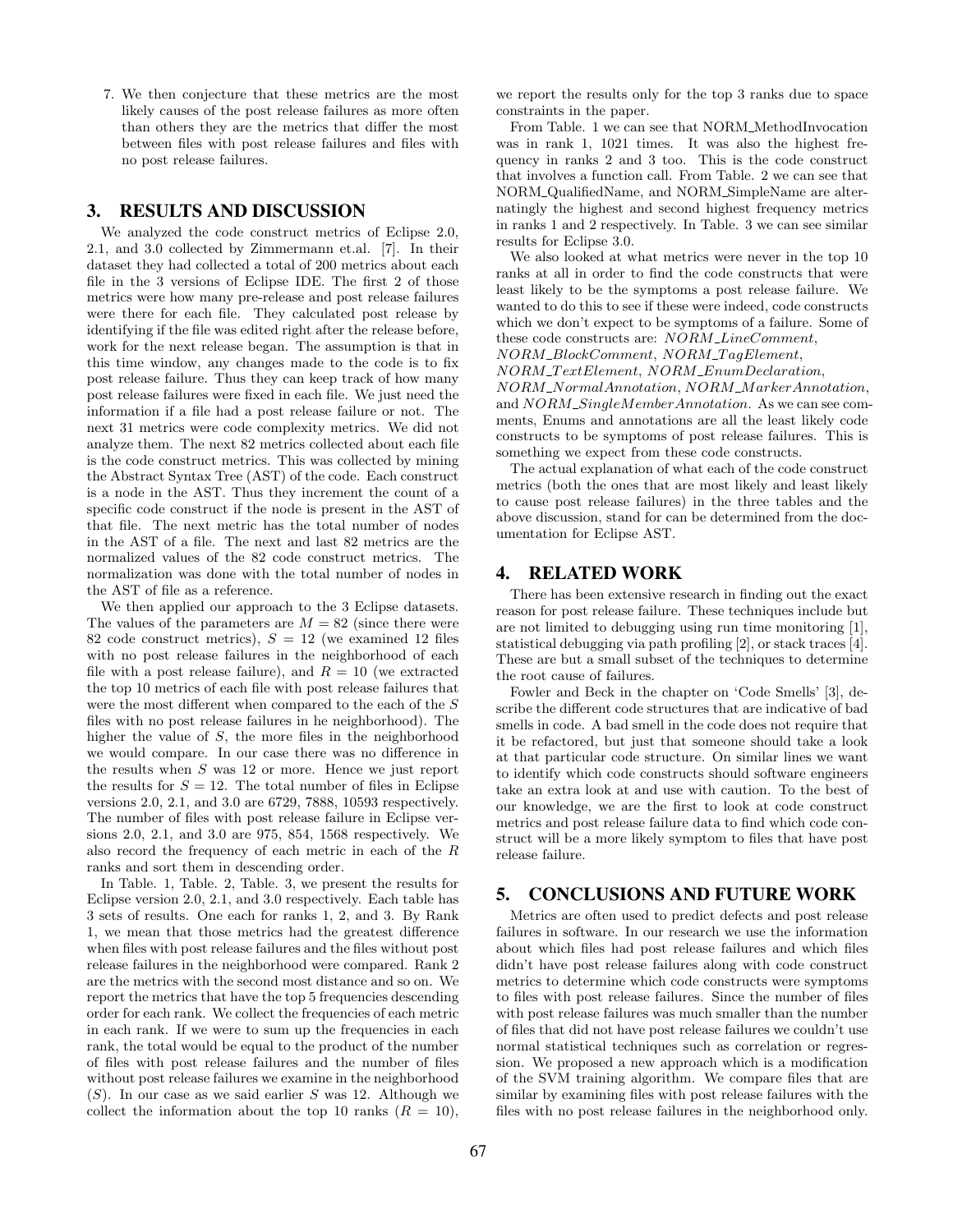7. We then conjecture that these metrics are the most likely causes of the post release failures as more often than others they are the metrics that differ the most between files with post release failures and files with no post release failures.

## 3. RESULTS AND DISCUSSION

We analyzed the code construct metrics of Eclipse 2.0, 2.1, and 3.0 collected by Zimmermann et.al. [7]. In their dataset they had collected a total of 200 metrics about each file in the 3 versions of Eclipse IDE. The first 2 of those metrics were how many pre-release and post release failures were there for each file. They calculated post release by identifying if the file was edited right after the release before, work for the next release began. The assumption is that in this time window, any changes made to the code is to fix post release failure. Thus they can keep track of how many post release failures were fixed in each file. We just need the information if a file had a post release failure or not. The next 31 metrics were code complexity metrics. We did not analyze them. The next 82 metrics collected about each file is the code construct metrics. This was collected by mining the Abstract Syntax Tree (AST) of the code. Each construct is a node in the AST. Thus they increment the count of a specific code construct if the node is present in the AST of that file. The next metric has the total number of nodes in the AST of a file. The next and last 82 metrics are the normalized values of the 82 code construct metrics. The normalization was done with the total number of nodes in the AST of file as a reference.

We then applied our approach to the 3 Eclipse datasets. The values of the parameters are $M = 82$ (since there were 82 code construct metrics), $S = 12$ (we examined 12 files with no post release failures in the neighborhood of each file with a post release failure), and $R = 10$ (we extracted the top 10 metrics of each file with post release failures that were the most different when compared to the each of the $S$ files with no post release failures in he neighborhood). The higher the value of $S$, the more files in the neighborhood we would compare. In our case there was no difference in the results when $S$ was 12 or more. Hence we just report the results for $S = 12$. The total number of files in Eclipse versions 2.0, 2.1, and 3.0 are 6729, 7888, 10593 respectively. The number of files with post release failure in Eclipse versions 2.0, 2.1, and 3.0 are 975, 854, 1568 respectively. We also record the frequency of each metric in each of the $R$ ranks and sort them in descending order.

In Table. 1, Table. 2, Table. 3, we present the results for Eclipse version 2.0, 2.1, and 3.0 respectively. Each table has 3 sets of results. One each for ranks 1, 2, and 3. By Rank 1, we mean that those metrics had the greatest difference when files with post release failures and the files without post release failures in the neighborhood were compared. Rank 2 are the metrics with the second most distance and so on. We report the metrics that have the top 5 frequencies descending order for each rank. We collect the frequencies of each metric in each rank. If we were to sum up the frequencies in each rank, the total would be equal to the product of the number of files with post release failures and the number of files without post release failures we examine in the neighborhood ($S$). In our case as we said earlier $S$ was 12. Although we collect the information about the top 10 ranks ($R = 10$), we report the results only for the top 3 ranks due to space constraints in the paper.

From Table. 1 we can see that NORM_MethodInvocation was in rank 1, 1021 times. It was also the highest frequency in ranks 2 and 3 too. This is the code construct that involves a function call. From Table. 2 we can see that NORM_QualifiedName, and NORM_SimpleName are alternatingly the highest and second highest frequency metrics in ranks 1 and 2 respectively. In Table. 3 we can see similar results for Eclipse 3.0.

We also looked at what metrics were never in the top 10 ranks at all in order to find the code constructs that were least likely to be the symptoms a post release failure. We wanted to do this to see if these were indeed, code constructs which we don't expect to be symptoms of a failure. Some of these code constructs are: *NORM_LineComment*, *NORM_BlockComment*, *NORM_TagElement*, *NORM_TextElement*, *NORM_EnumDeclaration*, *NORM_NormalAnnotation*, *NORM_MarkerAnnotation*, and *NORM_SingleMemberAnnotation*. As we can see comments, Enums and annotations are all the least likely code constructs to be symptoms of post release failures. This is something we expect from these code constructs.

The actual explanation of what each of the code construct metrics (both the ones that are most likely and least likely to cause post release failures) in the three tables and the above discussion, stand for can be determined from the documentation for Eclipse AST.

## 4. RELATED WORK

There has been extensive research in finding out the exact reason for post release failure. These techniques include but are not limited to debugging using run time monitoring [1], statistical debugging via path profiling [2], or stack traces [4]. These are but a small subset of the techniques to determine the root cause of failures.

Fowler and Beck in the chapter on 'Code Smells' [3], describe the different code structures that are indicative of bad smells in code. A bad smell in the code does not require that it be refactored, but just that someone should take a look at that particular code structure. On similar lines we want to identify which code constructs should software engineers take an extra look at and use with caution. To the best of our knowledge, we are the first to look at code construct metrics and post release failure data to find which code construct will be a more likely symptom to files that have post release failure.

## 5. CONCLUSIONS AND FUTURE WORK

Metrics are often used to predict defects and post release failures in software. In our research we use the information about which files had post release failures and which files didn't have post release failures along with code construct metrics to determine which code constructs were symptoms to files with post release failures. Since the number of files with post release failures was much smaller than the number of files that did not have post release failures we couldn't use normal statistical techniques such as correlation or regression. We proposed a new approach which is a modification of the SVM training algorithm. We compare files that are similar by examining files with post release failures with the files with no post release failures in the neighborhood only.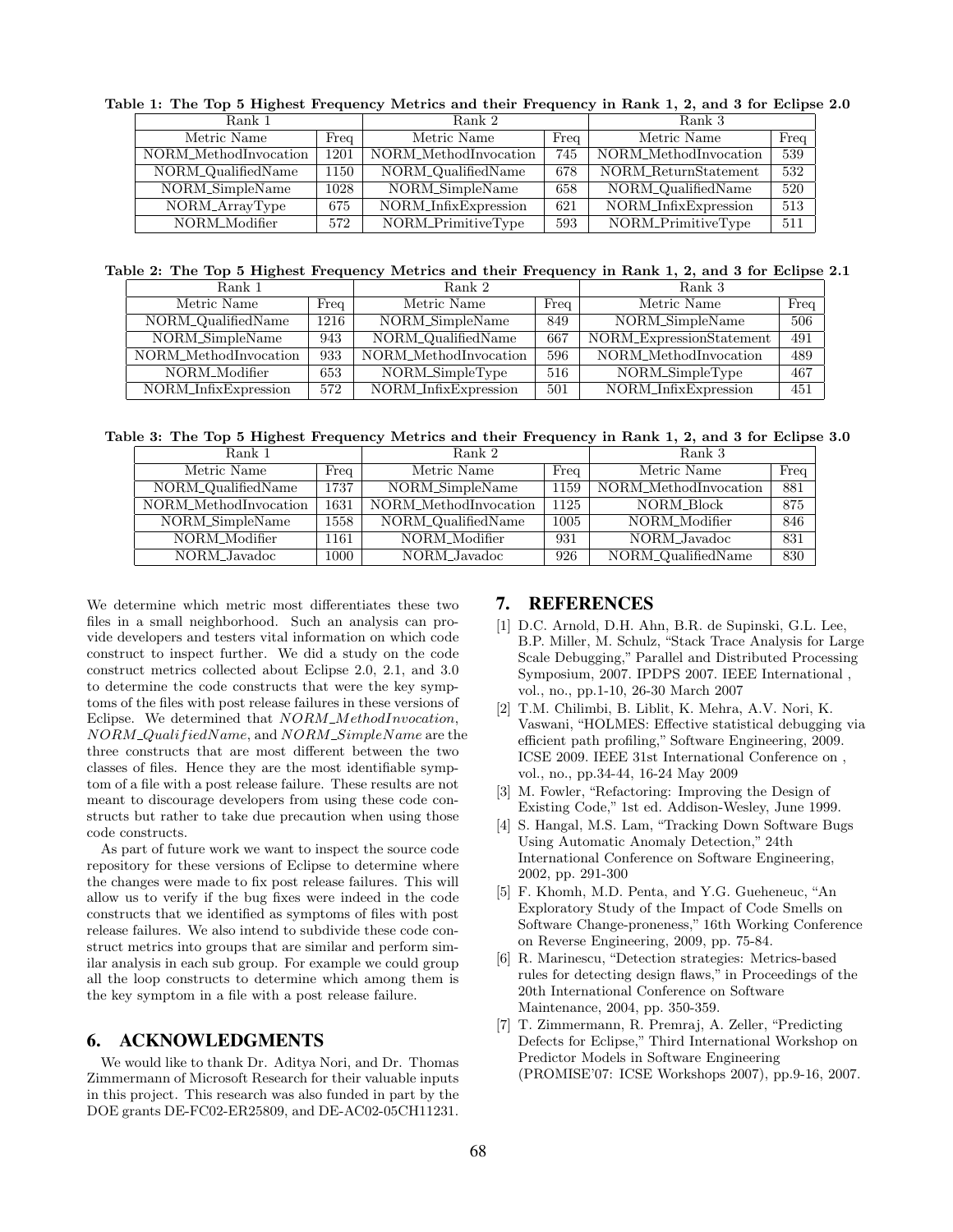**Table 1: The Top 5 Highest Frequency Metrics and their Frequency in Rank 1, 2, and 3 for Eclipse 2.0**

| Rank 1 | | Rank 2 | | Rank 3 | |
|---|---|---|---|---|---|
| Metric Name | Freq | Metric Name | Freq | Metric Name | Freq |
| NORM_MethodInvocation | 1201 | NORM_MethodInvocation | 745 | NORM_MethodInvocation | 539 |
| NORM_QualifiedName | 1150 | NORM_QualifiedName | 678 | NORM_ReturnStatement | 532 |
| NORM_SimpleName | 1028 | NORM_SimpleName | 658 | NORM_QualifiedName | 520 |
| NORM_ArrayType | 675 | NORM_InfixExpression | 621 | NORM_InfixExpression | 513 |
| NORM_Modifier | 572 | NORM_PrimitiveType | 593 | NORM_PrimitiveType | 511 |

**Table 2: The Top 5 Highest Frequency Metrics and their Frequency in Rank 1, 2, and 3 for Eclipse 2.1**

| Rank 1 | | Rank 2 | | Rank 3 | |
|---|---|---|---|---|---|
| Metric Name | Freq | Metric Name | Freq | Metric Name | Freq |
| NORM_QualifiedName | 1216 | NORM_SimpleName | 849 | NORM_SimpleName | 506 |
| NORM_SimpleName | 943 | NORM_QualifiedName | 667 | NORM_ExpressionStatement | 491 |
| NORM_MethodInvocation | 933 | NORM_MethodInvocation | 596 | NORM_MethodInvocation | 489 |
| NORM_Modifier | 653 | NORM_SimpleType | 516 | NORM_SimpleType | 467 |
| NORM_InfixExpression | 572 | NORM_InfixExpression | 501 | NORM_InfixExpression | 451 |

**Table 3: The Top 5 Highest Frequency Metrics and their Frequency in Rank 1, 2, and 3 for Eclipse 3.0**

| Rank 1 | | Rank 2 | | Rank 3 | |
|---|---|---|---|---|---|
| Metric Name | Freq | Metric Name | Freq | Metric Name | Freq |
| NORM_QualifiedName | 1737 | NORM_SimpleName | 1159 | NORM_MethodInvocation | 881 |
| NORM_MethodInvocation | 1631 | NORM_MethodInvocation | 1125 | NORM_Block | 875 |
| NORM_SimpleName | 1558 | NORM_QualifiedName | 1005 | NORM_Modifier | 846 |
| NORM_Modifier | 1161 | NORM_Modifier | 931 | NORM_Javadoc | 831 |
| NORM_Javadoc | 1000 | NORM_Javadoc | 926 | NORM_QualifiedName | 830 |

We determine which metric most differentiates these two files in a small neighborhood. Such an analysis can provide developers and testers vital information on which code construct to inspect further. We did a study on the code construct metrics collected about Eclipse 2.0, 2.1, and 3.0 to determine the code constructs that were the key symptoms of the files with post release failures in these versions of Eclipse. We determined that *NORM_MethodInvocation*, *NORM_QualifiedName*, and *NORM_SimpleName* are the three constructs that are most different between the two classes of files. Hence they are the most identifiable symptom of a file with a post release failure. These results are not meant to discourage developers from using these code constructs but rather to take due precaution when using those code constructs.

As part of future work we want to inspect the source code repository for these versions of Eclipse to determine where the changes were made to fix post release failures. This will allow us to verify if the bug fixes were indeed in the code constructs that we identified as symptoms of files with post release failures. We also intend to subdivide these code construct metrics into groups that are similar and perform similar analysis in each sub group. For example we could group all the loop constructs to determine which among them is the key symptom in a file with a post release failure.

## 6. ACKNOWLEDGMENTS

We would like to thank Dr. Aditya Nori, and Dr. Thomas Zimmermann of Microsoft Research for their valuable inputs in this project. This research was also funded in part by the DOE grants DE-FC02-ER25809, and DE-AC02-05CH11231.

## 7. REFERENCES

[1] D.C. Arnold, D.H. Ahn, B.R. de Supinski, G.L. Lee, B.P. Miller, M. Schulz, "Stack Trace Analysis for Large Scale Debugging," Parallel and Distributed Processing Symposium, 2007. IPDPS 2007. IEEE International , vol., no., pp.1-10, 26-30 March 2007

[2] T.M. Chilimbi, B. Liblit, K. Mehra, A.V. Nori, K. Vaswani, "HOLMES: Effective statistical debugging via efficient path profiling," Software Engineering, 2009. ICSE 2009. IEEE 31st International Conference on , vol., no., pp.34-44, 16-24 May 2009

[3] M. Fowler, "Refactoring: Improving the Design of Existing Code," 1st ed. Addison-Wesley, June 1999.

[4] S. Hangal, M.S. Lam, "Tracking Down Software Bugs Using Automatic Anomaly Detection," 24th International Conference on Software Engineering, 2002, pp. 291-300

[5] F. Khomh, M.D. Penta, and Y.G. Gueheneuc, "An Exploratory Study of the Impact of Code Smells on Software Change-proneness," 16th Working Conference on Reverse Engineering, 2009, pp. 75-84.

[6] R. Marinescu, "Detection strategies: Metrics-based rules for detecting design flaws," in Proceedings of the 20th International Conference on Software Maintenance, 2004, pp. 350-359.

[7] T. Zimmermann, R. Premraj, A. Zeller, "Predicting Defects for Eclipse," Third International Workshop on Predictor Models in Software Engineering (PROMISE'07: ICSE Workshops 2007), pp.9-16, 2007.